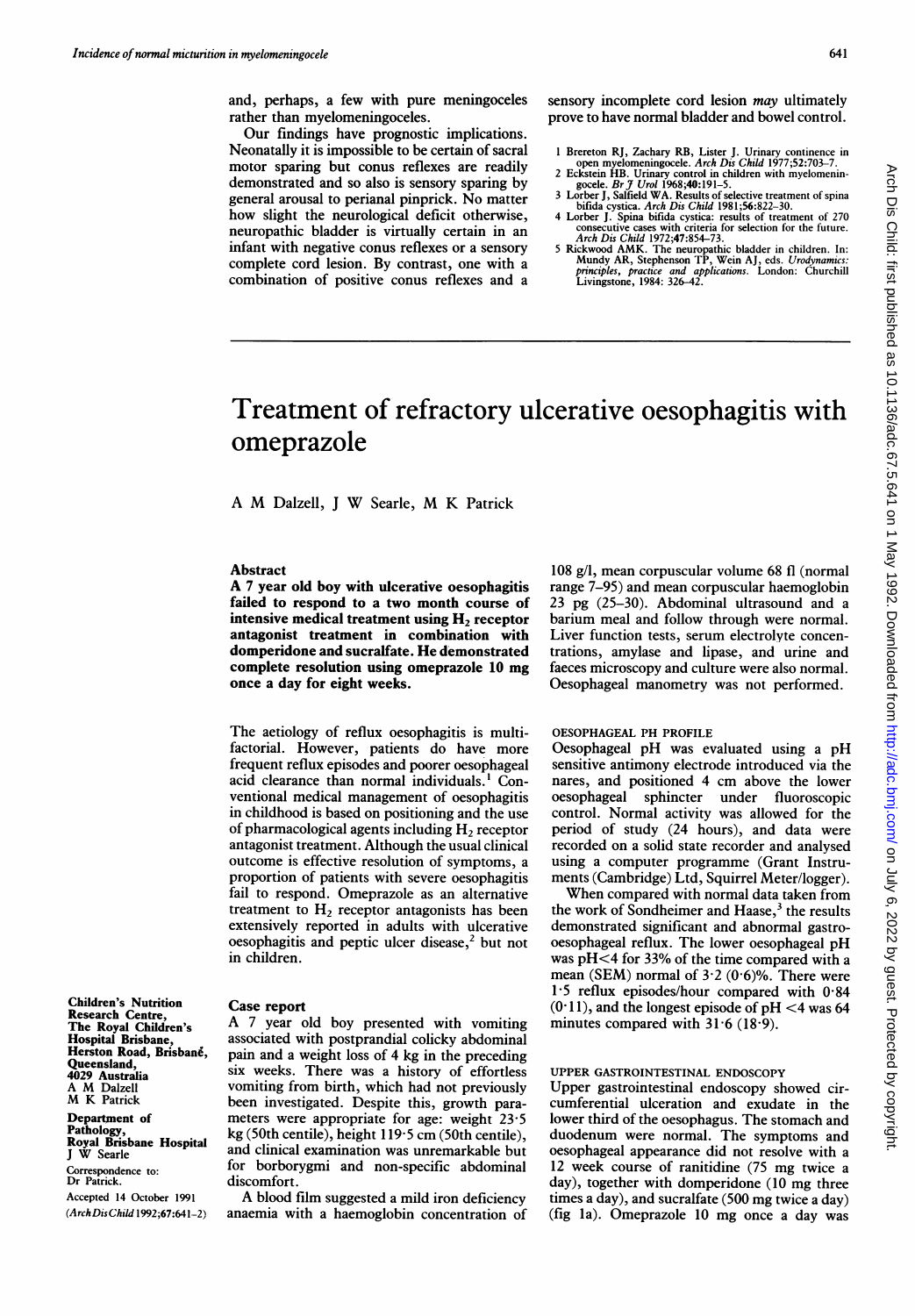and, perhaps, a few with pure meningoceles rather than myelomeningoceles.

Our findings have prognostic implications. Neonatally it is impossible to be certain of sacral motor sparing but conus reflexes are readily demonstrated and so also is sensory sparing by general arousal to perianal pinprick. No matter how slight the neurological deficit otherwise, neuropathic bladder is virtually certain in an infant with negative conus reflexes or a sensory complete cord lesion. By contrast, one with a combination of positive conus reflexes and a sensory incomplete cord lesion *may* ultimately prove to have normal bladder and bowel control.

1. Brereton RJ, Zachary RB, Lister J. Urinary continence in open myelomeningocele. *Arch Dis Child* 1977;52:703–7.
2. Eckstein HB. Urinary control in children with myelomeningocele. *Br J Urol* 1968;40:191–5.
3. Lorber J, Salfield WA. Results of selective treatment of spina bifida cystica. *Arch Dis Child* 1981;56:822–30.
4. Lorber J. Spina bifida cystica: results of treatment of 270 consecutive cases with criteria for selection for the future. *Arch Dis Child* 1972;47:854–73.
5. Rickwood AMK. The neuropathic bladder in children. In: Mundy AR, Stephenson TP, Wein AJ, eds. *Urodynamics: principles, practice and applications.* London: Churchill Livingstone, 1984: 326–42.

# Treatment of refractory ulcerative oesophagitis with omeprazole

A M Dalzell, J W Searle, M K Patrick

## Abstract

**A 7 year old boy with ulcerative oesophagitis failed to respond to a two month course of intensive medical treatment using $H_2$ receptor antagonist treatment in combination with domperidone and sucralfate. He demonstrated complete resolution using omeprazole 10 mg once a day for eight weeks.**

The aetiology of reflux oesophagitis is multifactorial. However, patients do have more frequent reflux episodes and poorer oesophageal acid clearance than normal individuals.[1] Conventional medical management of oesophagitis in childhood is based on positioning and the use of pharmacological agents including $H_2$ receptor antagonist treatment. Although the usual clinical outcome is effective resolution of symptoms, a proportion of patients with severe oesophagitis fail to respond. Omeprazole as an alternative treatment to $H_2$ receptor antagonists has been extensively reported in adults with ulcerative oesophagitis and peptic ulcer disease,[2] but not in children.

Children's Nutrition Research Centre, The Royal Children's Hospital Brisbane, Herston Road, Brisbane, Queensland, 4029 Australia
A M Dalzell
M K Patrick

Department of Pathology, Royal Brisbane Hospital
J W Searle

Correspondence to: Dr Patrick.

Accepted 14 October 1991

## Case report

A 7 year old boy presented with vomiting associated with postprandial colicky abdominal pain and a weight loss of 4 kg in the preceding six weeks. There was a history of effortless vomiting from birth, which had not previously been investigated. Despite this, growth parameters were appropriate for age: weight 23·5 kg (50th centile), height 119·5 cm (50th centile), and clinical examination was unremarkable but for borborygmi and non-specific abdominal discomfort.

A blood film suggested a mild iron deficiency anaemia with a haemoglobin concentration of 108 g/l, mean corpuscular volume 68 fl (normal range 7–95) and mean corpuscular haemoglobin 23 pg (25–30). Abdominal ultrasound and a barium meal and follow through were normal. Liver function tests, serum electrolyte concentrations, amylase and lipase, and urine and faeces microscopy and culture were also normal. Oesophageal manometry was not performed.

### OESOPHAGEAL PH PROFILE

Oesophageal pH was evaluated using a pH sensitive antimony electrode introduced via the nares, and positioned 4 cm above the lower oesophageal sphincter under fluoroscopic control. Normal activity was allowed for the period of study (24 hours), and data were recorded on a solid state recorder and analysed using a computer programme (Grant Instruments (Cambridge) Ltd, Squirrel Meter/logger).

When compared with normal data taken from the work of Sondheimer and Haase,[3] the results demonstrated significant and abnormal gastro-oesophageal reflux. The lower oesophageal pH was pH<4 for 33% of the time compared with a mean (SEM) normal of 3·2 (0·6)%. There were 1·5 reflux episodes/hour compared with 0·84 (0·11), and the longest episode of pH <4 was 64 minutes compared with 31·6 (18·9).

### UPPER GASTROINTESTINAL ENDOSCOPY

Upper gastrointestinal endoscopy showed circumferential ulceration and exudate in the lower third of the oesophagus. The stomach and duodenum were normal. The symptoms and oesophageal appearance did not resolve with a 12 week course of ranitidine (75 mg twice a day), together with domperidone (10 mg three times a day), and sucralfate (500 mg twice a day) (fig 1a). Omeprazole 10 mg once a day was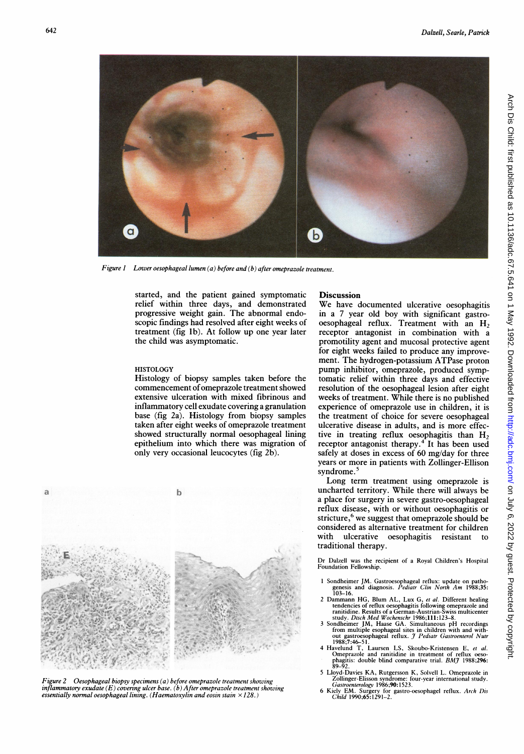Figure 1 Lower oesophageal lumen (a) before and (b) after omeprazole treatment.

started, and the patient gained symptomatic relief within three days, and demonstrated progressive weight gain. The abnormal endoscopic findings had resolved after eight weeks of treatment (fig 1b). At follow up one year later the child was asymptomatic.

### HISTOLOGY

Histology of biopsy samples taken before the commencement of omeprazole treatment showed extensive ulceration with mixed fibrinous and inflammatory cell exudate covering a granulation base (fig 2a). Histology from biopsy samples taken after eight weeks of omeprazole treatment showed structurally normal oesophageal lining epithelium into which there was migration of only very occasional leucocytes (fig 2b).

Figure 2 Oesophageal biopsy specimens (a) before omeprazole treatment showing inflammatory exudate (E) covering ulcer base. (b) After omeprazole treatment showing essentially normal oesophageal lining. (Haematoxylin and eosin stain ×128.)

## Discussion

We have documented ulcerative oesophagitis in a 7 year old boy with significant gastro-oesophageal reflux. Treatment with an $H_2$ receptor antagonist in combination with a promotility agent and mucosal protective agent for eight weeks failed to produce any improvement. The hydrogen-potassium ATPase proton pump inhibitor, omeprazole, produced symptomatic relief within three days and effective resolution of the oesophageal lesion after eight weeks of treatment. While there is no published experience of omeprazole use in children, it is the treatment of choice for severe oesophageal ulcerative disease in adults, and is more effective in treating reflux oesophagitis than $H_2$ receptor antagonist therapy.[4] It has been used safely at doses in excess of 60 mg/day for three years or more in patients with Zollinger-Ellison syndrome.[5]

Long term treatment using omeprazole is uncharted territory. While there will always be a place for surgery in severe gastro-oesophageal reflux disease, with or without oesophagitis or stricture,[6] we suggest that omeprazole should be considered as alternative treatment for children with ulcerative oesophagitis resistant to traditional therapy.

Dr Dalzell was the recipient of a Royal Children's Hospital Foundation Fellowship.

1 Sondheimer JM. Gastroesophageal reflux: update on pathogenesis and diagnosis. *Pediatr Clin North Am* 1988;**35**: 103–16.
2 Dammann HG, Blum AL, Lux G, *et al*. Different healing tendencies of reflux oesophagitis following omeprazole and ranitidine. Results of a German-Austrian-Swiss multicenter study. *Dtsch Med Wochenschr* 1986;**111**:123–8.
3 Sondheimer JM, Haase GA. Simultaneous pH recordings from multiple esophageal sites in children with and without gastroesophageal reflux. *J Pediatr Gastroenterol Nutr* 1988;**7**:46–51.
4 Havelund T, Laursen LS, Skoubo-Kristensen E, *et al*. Omeprazole and ranitidine in treatment of reflux oesophagitis: double blind comparative trial. *BMJ* 1988;**296**: 89–92.
5 Lloyd-Davies KA, Rutgersson K, Solvell L. Omeprazole in Zollinger-Elisson syndrome: four-year international study. *Gastroenterology* 1986;**90**:1523.
6 Kiely EM. Surgery for gastro-oesophagel reflux. *Arch Dis Child* 1990;**65**:1291–2.